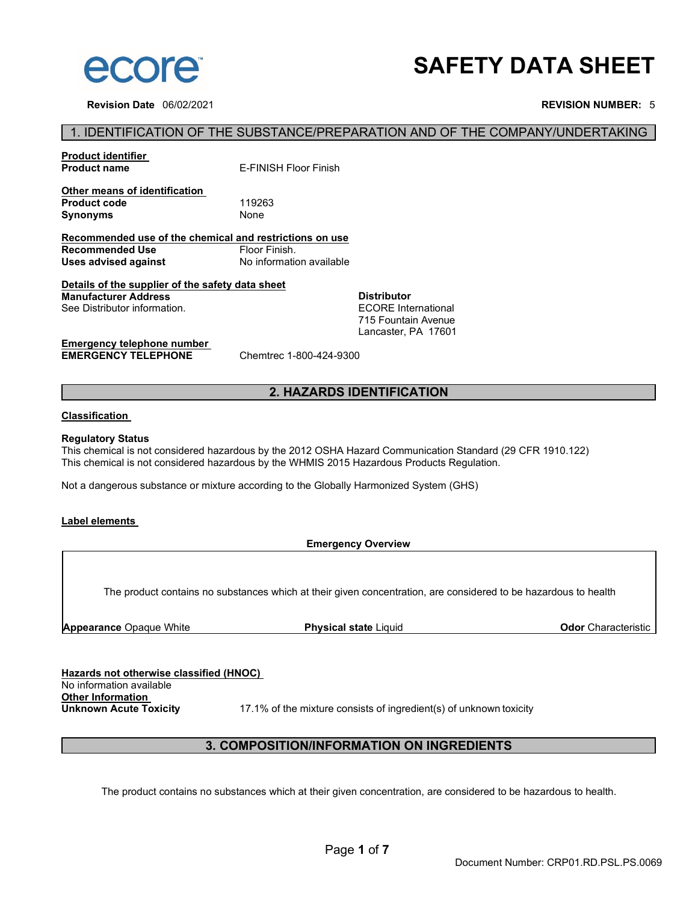# SAFETY DATA SHEET

**Revision Date** 06/02/2021 **REVISION NUMBER:** 5

## 1. IDENTIFICATION OF THE SUBSTANCE/PREPARATION AND OF THE COMPANY/UNDERTAKING

**Product identifier**

**Product name** E-FINISH Floor Finish

**Other means of identification**

**Product code** 119263

**Synonyms** None

**Recommended use of the chemical and restrictions on use**

**Recommended Use** Floor Finish.

**Uses advised against** No information available

**Details of the supplier of the safety data sheet**

**Manufacturer Address**
See Distributor information.

**Distributor**
ECORE International
715 Fountain Avenue
Lancaster, PA 17601

**Emergency telephone number**

**EMERGENCY TELEPHONE** Chemtrec 1-800-424-9300

## 2. HAZARDS IDENTIFICATION

**Classification**

**Regulatory Status**

This chemical is not considered hazardous by the 2012 OSHA Hazard Communication Standard (29 CFR 1910.122)
This chemical is not considered hazardous by the WHMIS 2015 Hazardous Products Regulation.

Not a dangerous substance or mixture according to the Globally Harmonized System (GHS)

**Label elements**

**Emergency Overview**

The product contains no substances which at their given concentration, are considered to be hazardous to health

**Appearance** Opaque White **Physical state** Liquid **Odor** Characteristic

**Hazards not otherwise classified (HNOC)**

No information available

**Other Information**

**Unknown Acute Toxicity** 17.1% of the mixture consists of ingredient(s) of unknown toxicity

## 3. COMPOSITION/INFORMATION ON INGREDIENTS

The product contains no substances which at their given concentration, are considered to be hazardous to health.

Document Number: CRP01.RD.PSL.PS.0069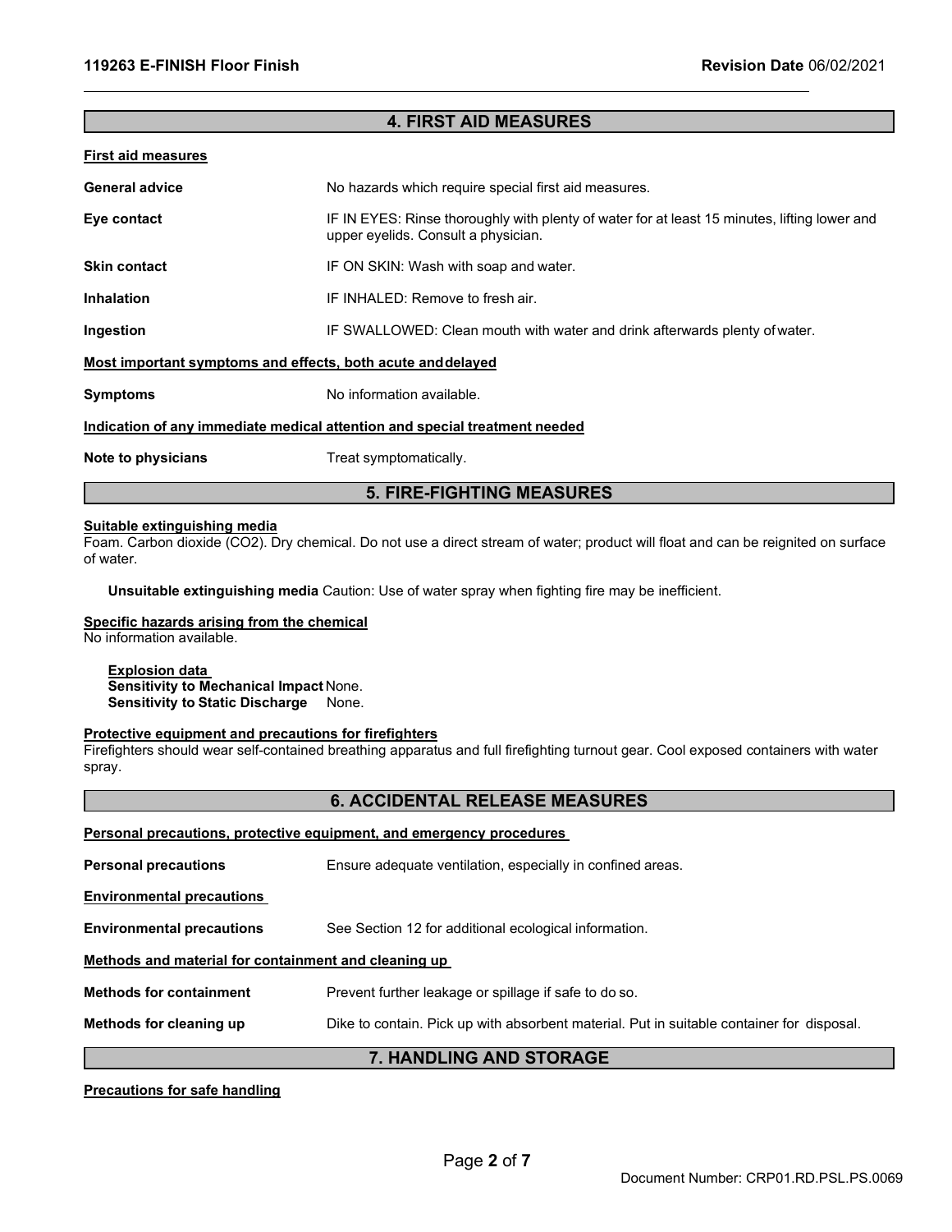## 4. FIRST AID MEASURES

**First aid measures**

**General advice** No hazards which require special first aid measures.

**Eye contact** IF IN EYES: Rinse thoroughly with plenty of water for at least 15 minutes, lifting lower and upper eyelids. Consult a physician.

**Skin contact** IF ON SKIN: Wash with soap and water.

**Inhalation** IF INHALED: Remove to fresh air.

**Ingestion** IF SWALLOWED: Clean mouth with water and drink afterwards plenty of water.

**Most important symptoms and effects, both acute and delayed**

**Symptoms** No information available.

**Indication of any immediate medical attention and special treatment needed**

**Note to physicians** Treat symptomatically.

## 5. FIRE-FIGHTING MEASURES

**Suitable extinguishing media**
Foam. Carbon dioxide ($CO_2$). Dry chemical. Do not use a direct stream of water; product will float and can be reignited on surface of water.

**Unsuitable extinguishing media** Caution: Use of water spray when fighting fire may be inefficient.

**Specific hazards arising from the chemical**
No information available.

**Explosion data**
**Sensitivity to Mechanical Impact** None.
**Sensitivity to Static Discharge** None.

**Protective equipment and precautions for firefighters**
Firefighters should wear self-contained breathing apparatus and full firefighting turnout gear. Cool exposed containers with water spray.

## 6. ACCIDENTAL RELEASE MEASURES

**Personal precautions, protective equipment, and emergency procedures**

**Personal precautions** Ensure adequate ventilation, especially in confined areas.

**Environmental precautions**

**Environmental precautions** See Section 12 for additional ecological information.

**Methods and material for containment and cleaning up**

**Methods for containment** Prevent further leakage or spillage if safe to do so.

**Methods for cleaning up** Dike to contain. Pick up with absorbent material. Put in suitable container for disposal.

## 7. HANDLING AND STORAGE

**Precautions for safe handling**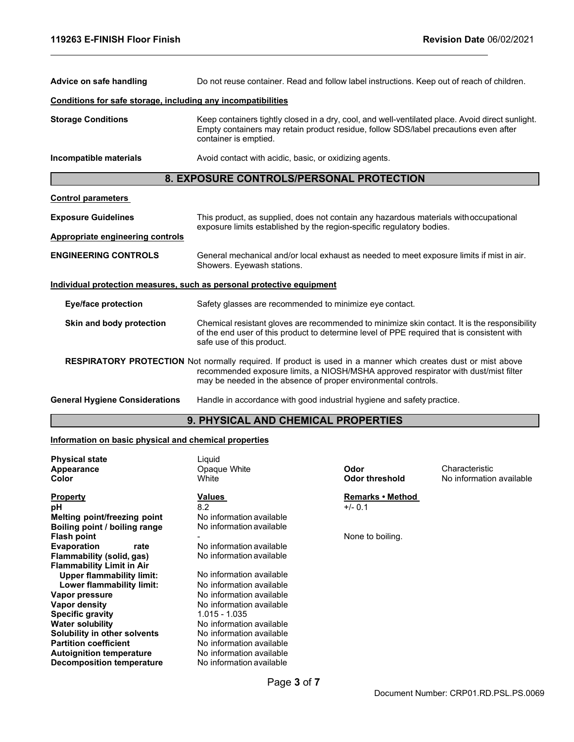**Advice on safe handling** Do not reuse container. Read and follow label instructions. Keep out of reach of children.

**Conditions for safe storage, including any incompatibilities**

**Storage Conditions** Keep containers tightly closed in a dry, cool, and well-ventilated place. Avoid direct sunlight. Empty containers may retain product residue, follow SDS/label precautions even after container is emptied.

**Incompatible materials** Avoid contact with acidic, basic, or oxidizing agents.

## 8. EXPOSURE CONTROLS/PERSONAL PROTECTION

**Control parameters**

**Exposure Guidelines** This product, as supplied, does not contain any hazardous materials with occupational exposure limits established by the region-specific regulatory bodies.

**Appropriate engineering controls**

**ENGINEERING CONTROLS** General mechanical and/or local exhaust as needed to meet exposure limits if mist in air. Showers. Eyewash stations.

**Individual protection measures, such as personal protective equipment**

**Eye/face protection** Safety glasses are recommended to minimize eye contact.

**Skin and body protection** Chemical resistant gloves are recommended to minimize skin contact. It is the responsibility of the end user of this product to determine level of PPE required that is consistent with safe use of this product.

**RESPIRATORY PROTECTION** Not normally required. If product is used in a manner which creates dust or mist above recommended exposure limits, a NIOSH/MSHA approved respirator with dust/mist filter may be needed in the absence of proper environmental controls.

**General Hygiene Considerations** Handle in accordance with good industrial hygiene and safety practice.

## 9. PHYSICAL AND CHEMICAL PROPERTIES

**Information on basic physical and chemical properties**

| | | | |
|---|---|---|---|
| **Physical state** | Liquid | | |
| **Appearance** | Opaque White | **Odor** | Characteristic |
| **Color** | White | **Odor threshold** | No information available |

| **Property** | **Values** | **Remarks • Method** |
|---|---|---|
| **pH** | 8.2 | +/- 0.1 |
| **Melting point/freezing point** | No information available | |
| **Boiling point / boiling range** | No information available | |
| **Flash point** | - | None to boiling. |
| **Evaporation rate** | No information available | |
| **Flammability (solid, gas)** | No information available | |
| **Flammability Limit in Air** | | |
| **Upper flammability limit:** | No information available | |
| **Lower flammability limit:** | No information available | |
| **Vapor pressure** | No information available | |
| **Vapor density** | No information available | |
| **Specific gravity** | 1.015 - 1.035 | |
| **Water solubility** | No information available | |
| **Solubility in other solvents** | No information available | |
| **Partition coefficient** | No information available | |
| **Autoignition temperature** | No information available | |
| **Decomposition temperature** | No information available | |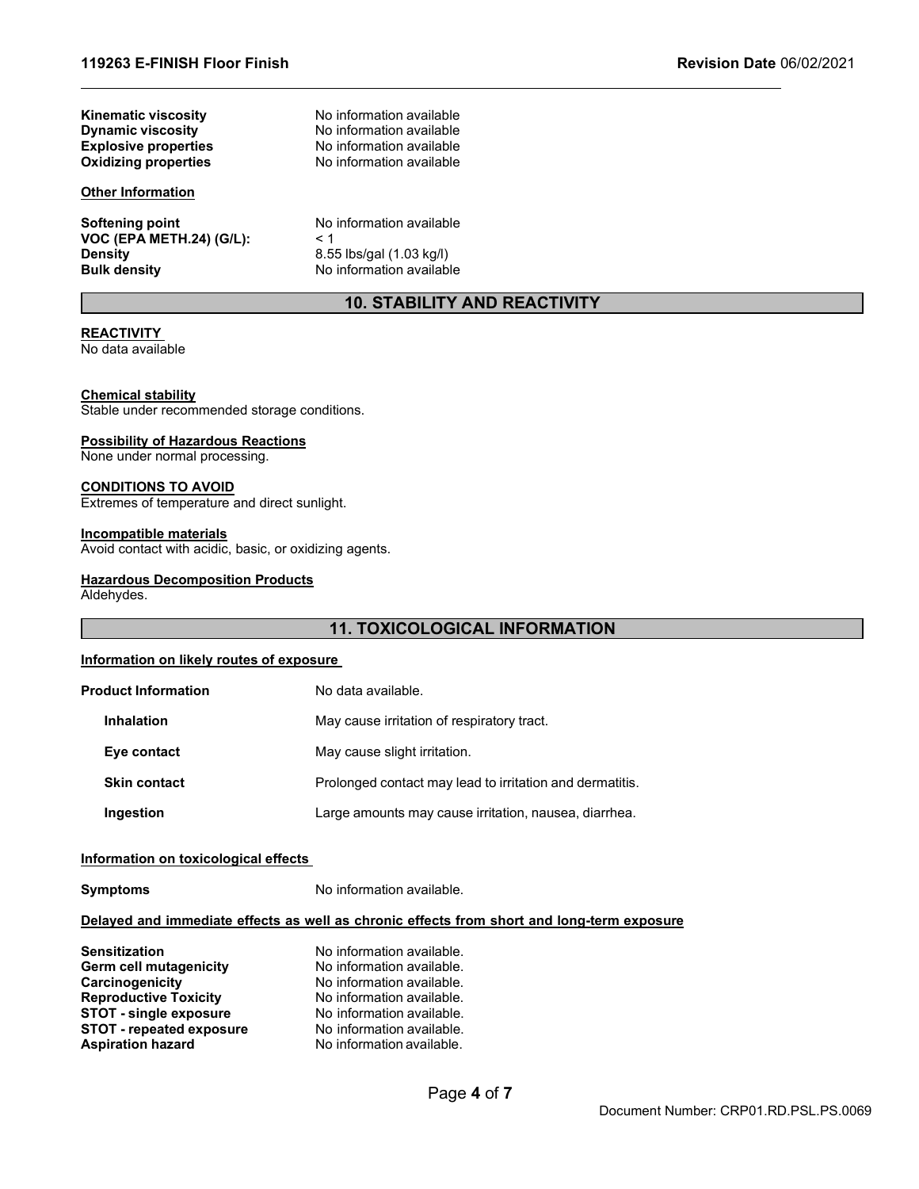**Kinematic viscosity** No information available
**Dynamic viscosity** No information available
**Explosive properties** No information available
**Oxidizing properties** No information available

**Other Information**

**Softening point** No information available
**VOC (EPA METH.24) (G/L):** < 1
**Density** 8.55 lbs/gal (1.03 kg/l)
**Bulk density** No information available

## 10. STABILITY AND REACTIVITY

**REACTIVITY**
No data available

**Chemical stability**
Stable under recommended storage conditions.

**Possibility of Hazardous Reactions**
None under normal processing.

**CONDITIONS TO AVOID**
Extremes of temperature and direct sunlight.

**Incompatible materials**
Avoid contact with acidic, basic, or oxidizing agents.

**Hazardous Decomposition Products**
Aldehydes.

## 11. TOXICOLOGICAL INFORMATION

**Information on likely routes of exposure**

**Product Information** No data available.

**Inhalation** May cause irritation of respiratory tract.

**Eye contact** May cause slight irritation.

**Skin contact** Prolonged contact may lead to irritation and dermatitis.

**Ingestion** Large amounts may cause irritation, nausea, diarrhea.

**Information on toxicological effects**

**Symptoms** No information available.

**Delayed and immediate effects as well as chronic effects from short and long-term exposure**

**Sensitization** No information available.
**Germ cell mutagenicity** No information available.
**Carcinogenicity** No information available.
**Reproductive Toxicity** No information available.
**STOT - single exposure** No information available.
**STOT - repeated exposure** No information available.
**Aspiration hazard** No information available.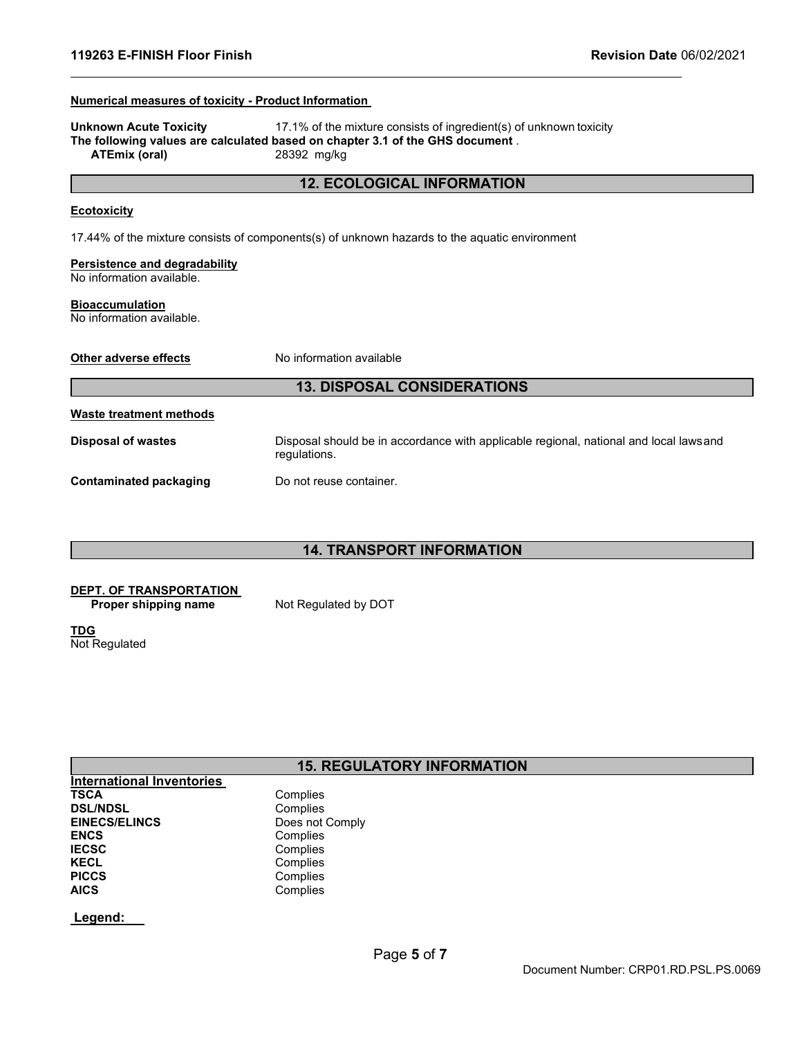**Numerical measures of toxicity - Product Information**

**Unknown Acute Toxicity** 17.1% of the mixture consists of ingredient(s) of unknown toxicity

**The following values are calculated based on chapter 3.1 of the GHS document** .

**ATEmix (oral)** 28392 mg/kg

## 12. ECOLOGICAL INFORMATION

**Ecotoxicity**

17.44% of the mixture consists of components(s) of unknown hazards to the aquatic environment

**Persistence and degradability**
No information available.

**Bioaccumulation**
No information available.

**Other adverse effects** No information available

## 13. DISPOSAL CONSIDERATIONS

**Waste treatment methods**

**Disposal of wastes** Disposal should be in accordance with applicable regional, national and local laws and regulations.

**Contaminated packaging** Do not reuse container.

## 14. TRANSPORT INFORMATION

**DEPT. OF TRANSPORTATION**
**Proper shipping name** Not Regulated by DOT

**TDG**
Not Regulated

## 15. REGULATORY INFORMATION

**International Inventories**

| | |
|---|---|
| **TSCA** | Complies |
| **DSL/NDSL** | Complies |
| **EINECS/ELINCS** | Does not Comply |
| **ENCS** | Complies |
| **IECSC** | Complies |
| **KECL** | Complies |
| **PICCS** | Complies |
| **AICS** | Complies |

**Legend:**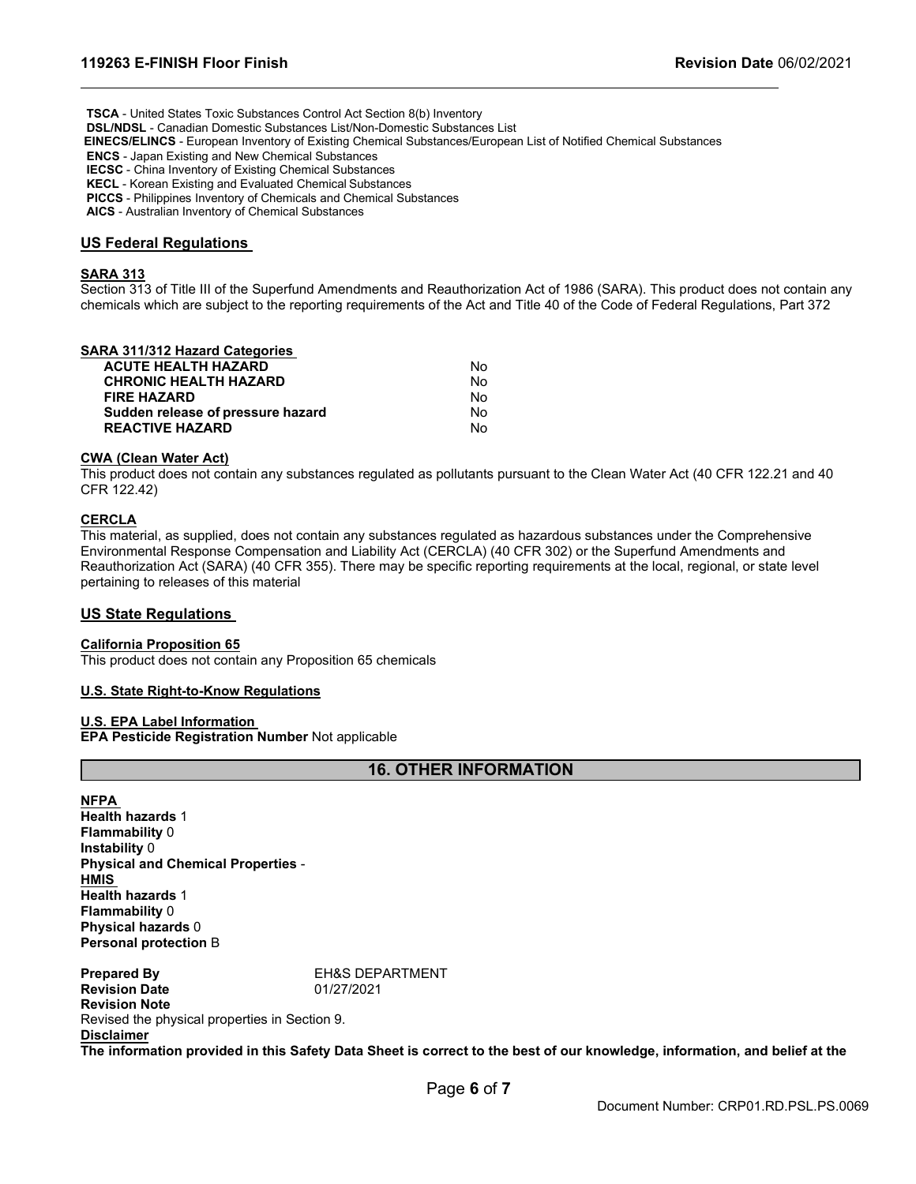**TSCA** - United States Toxic Substances Control Act Section 8(b) Inventory
**DSL/NDSL** - Canadian Domestic Substances List/Non-Domestic Substances List
**EINECS/ELINCS** - European Inventory of Existing Chemical Substances/European List of Notified Chemical Substances
**ENCS** - Japan Existing and New Chemical Substances
**IECSC** - China Inventory of Existing Chemical Substances
**KECL** - Korean Existing and Evaluated Chemical Substances
**PICCS** - Philippines Inventory of Chemicals and Chemical Substances
**AICS** - Australian Inventory of Chemical Substances

## US Federal Regulations

### SARA 313

Section 313 of Title III of the Superfund Amendments and Reauthorization Act of 1986 (SARA). This product does not contain any chemicals which are subject to the reporting requirements of the Act and Title 40 of the Code of Federal Regulations, Part 372

### SARA 311/312 Hazard Categories

| | |
|---|---|
| **ACUTE HEALTH HAZARD** | No |
| **CHRONIC HEALTH HAZARD** | No |
| **FIRE HAZARD** | No |
| **Sudden release of pressure hazard** | No |
| **REACTIVE HAZARD** | No |

### CWA (Clean Water Act)

This product does not contain any substances regulated as pollutants pursuant to the Clean Water Act (40 CFR 122.21 and 40 CFR 122.42)

### CERCLA

This material, as supplied, does not contain any substances regulated as hazardous substances under the Comprehensive Environmental Response Compensation and Liability Act (CERCLA) (40 CFR 302) or the Superfund Amendments and Reauthorization Act (SARA) (40 CFR 355). There may be specific reporting requirements at the local, regional, or state level pertaining to releases of this material

## US State Regulations

### California Proposition 65

This product does not contain any Proposition 65 chemicals

### U.S. State Right-to-Know Regulations

### U.S. EPA Label Information

**EPA Pesticide Registration Number** Not applicable

## 16. OTHER INFORMATION

**NFPA**
**Health hazards** 1
**Flammability** 0
**Instability** 0
**Physical and Chemical Properties** -

**HMIS**
**Health hazards** 1
**Flammability** 0
**Physical hazards** 0
**Personal protection** B

**Prepared By** EH&S DEPARTMENT
**Revision Date** 01/27/2021
**Revision Note**
Revised the physical properties in Section 9.

**Disclaimer**
**The information provided in this Safety Data Sheet is correct to the best of our knowledge, information, and belief at the**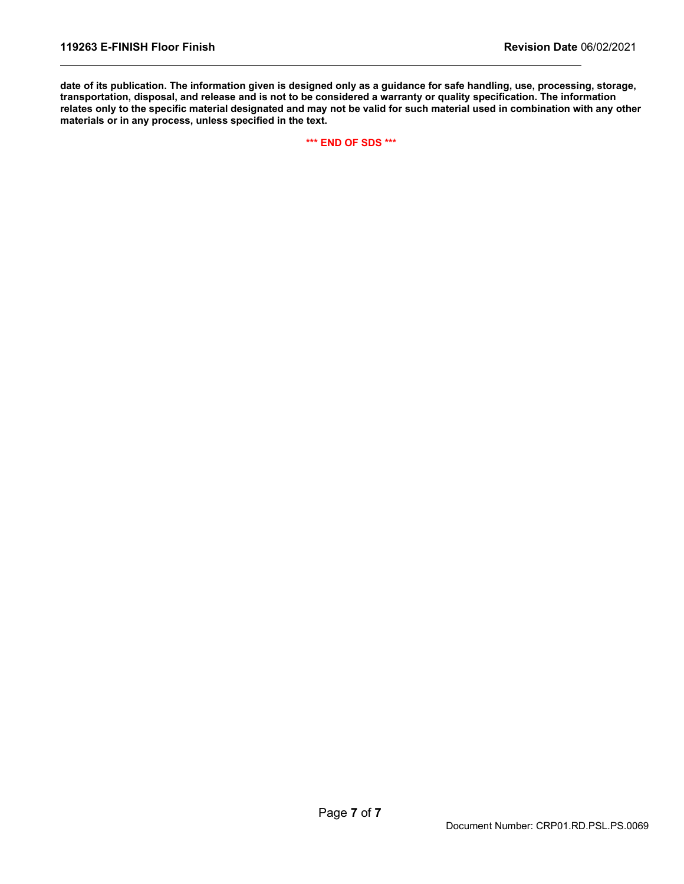**date of its publication. The information given is designed only as a guidance for safe handling, use, processing, storage, transportation, disposal, and release and is not to be considered a warranty or quality specification. The information relates only to the specific material designated and may not be valid for such material used in combination with any other materials or in any process, unless specified in the text.**

**\*\*\* END OF SDS \*\*\***